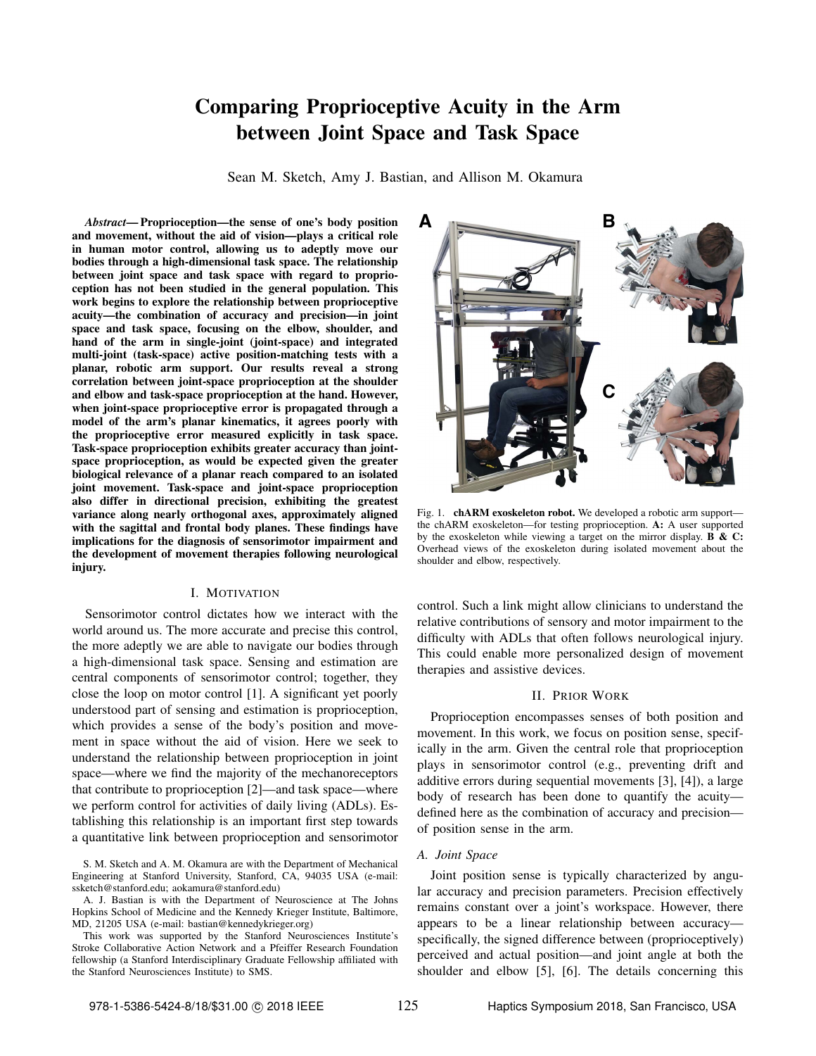# Comparing Proprioceptive Acuity in the Arm between Joint Space and Task Space

Sean M. Sketch, Amy J. Bastian, and Allison M. Okamura

***Abstract*— Proprioception—the sense of one's body position and movement, without the aid of vision—plays a critical role in human motor control, allowing us to adeptly move our bodies through a high-dimensional task space. The relationship between joint space and task space with regard to proprioception has not been studied in the general population. This work begins to explore the relationship between proprioceptive acuity—the combination of accuracy and precision—in joint space and task space, focusing on the elbow, shoulder, and hand of the arm in single-joint (joint-space) and integrated multi-joint (task-space) active position-matching tests with a planar, robotic arm support. Our results reveal a strong correlation between joint-space proprioception at the shoulder and elbow and task-space proprioception at the hand. However, when joint-space proprioceptive error is propagated through a model of the arm's planar kinematics, it agrees poorly with the proprioceptive error measured explicitly in task space. Task-space proprioception exhibits greater accuracy than joint-space proprioception, as would be expected given the greater biological relevance of a planar reach compared to an isolated joint movement. Task-space and joint-space proprioception also differ in directional precision, exhibiting the greatest variance along nearly orthogonal axes, approximately aligned with the sagittal and frontal body planes. These findings have implications for the diagnosis of sensorimotor impairment and the development of movement therapies following neurological injury.**

Fig. 1. **chARM exoskeleton robot.** We developed a robotic arm support—the chARM exoskeleton—for testing proprioception. **A:** A user supported by the exoskeleton while viewing a target on the mirror display. **B & C:** Overhead views of the exoskeleton during isolated movement about the shoulder and elbow, respectively.

## I. Motivation

Sensorimotor control dictates how we interact with the world around us. The more accurate and precise this control, the more adeptly we are able to navigate our bodies through a high-dimensional task space. Sensing and estimation are central components of sensorimotor control; together, they close the loop on motor control [1]. A significant yet poorly understood part of sensing and estimation is proprioception, which provides a sense of the body's position and movement in space without the aid of vision. Here we seek to understand the relationship between proprioception in joint space—where we find the majority of the mechanoreceptors that contribute to proprioception [2]—and task space—where we perform control for activities of daily living (ADLs). Establishing this relationship is an important first step towards a quantitative link between proprioception and sensorimotor control. Such a link might allow clinicians to understand the relative contributions of sensory and motor impairment to the difficulty with ADLs that often follows neurological injury. This could enable more personalized design of movement therapies and assistive devices.

S. M. Sketch and A. M. Okamura are with the Department of Mechanical Engineering at Stanford University, Stanford, CA, 94035 USA (e-mail: ssketch@stanford.edu; aokamura@stanford.edu)

A. J. Bastian is with the Department of Neuroscience at The Johns Hopkins School of Medicine and the Kennedy Krieger Institute, Baltimore, MD, 21205 USA (e-mail: bastian@kennedykrieger.org)

This work was supported by the Stanford Neurosciences Institute's Stroke Collaborative Action Network and a Pfeiffer Research Foundation fellowship (a Stanford Interdisciplinary Graduate Fellowship affiliated with the Stanford Neurosciences Institute) to SMS.

## II. Prior Work

Proprioception encompasses senses of both position and movement. In this work, we focus on position sense, specifically in the arm. Given the central role that proprioception plays in sensorimotor control (e.g., preventing drift and additive errors during sequential movements [3], [4]), a large body of research has been done to quantify the acuity—defined here as the combination of accuracy and precision—of position sense in the arm.

### A. Joint Space

Joint position sense is typically characterized by angular accuracy and precision parameters. Precision effectively remains constant over a joint's workspace. However, there appears to be a linear relationship between accuracy—specifically, the signed difference between (proprioceptively) perceived and actual position—and joint angle at both the shoulder and elbow [5], [6]. The details concerning this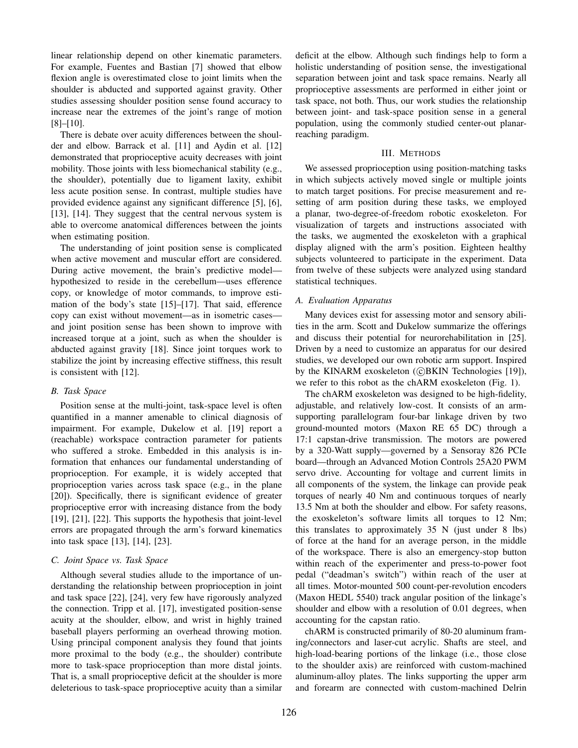linear relationship depend on other kinematic parameters. For example, Fuentes and Bastian [7] showed that elbow flexion angle is overestimated close to joint limits when the shoulder is abducted and supported against gravity. Other studies assessing shoulder position sense found accuracy to increase near the extremes of the joint's range of motion [8]–[10].

There is debate over acuity differences between the shoulder and elbow. Barrack et al. [11] and Aydin et al. [12] demonstrated that proprioceptive acuity decreases with joint mobility. Those joints with less biomechanical stability (e.g., the shoulder), potentially due to ligament laxity, exhibit less acute position sense. In contrast, multiple studies have provided evidence against any significant difference [5], [6], [13], [14]. They suggest that the central nervous system is able to overcome anatomical differences between the joints when estimating position.

The understanding of joint position sense is complicated when active movement and muscular effort are considered. During active movement, the brain's predictive model—hypothesized to reside in the cerebellum—uses efference copy, or knowledge of motor commands, to improve estimation of the body's state [15]–[17]. That said, efference copy can exist without movement—as in isometric cases—and joint position sense has been shown to improve with increased torque at a joint, such as when the shoulder is abducted against gravity [18]. Since joint torques work to stabilize the joint by increasing effective stiffness, this result is consistent with [12].

### B. Task Space

Position sense at the multi-joint, task-space level is often quantified in a manner amenable to clinical diagnosis of impairment. For example, Dukelow et al. [19] report a (reachable) workspace contraction parameter for patients who suffered a stroke. Embedded in this analysis is information that enhances our fundamental understanding of proprioception. For example, it is widely accepted that proprioception varies across task space (e.g., in the plane [20]). Specifically, there is significant evidence of greater proprioceptive error with increasing distance from the body [19], [21], [22]. This supports the hypothesis that joint-level errors are propagated through the arm's forward kinematics into task space [13], [14], [23].

### C. Joint Space vs. Task Space

Although several studies allude to the importance of understanding the relationship between proprioception in joint and task space [22], [24], very few have rigorously analyzed the connection. Tripp et al. [17], investigated position-sense acuity at the shoulder, elbow, and wrist in highly trained baseball players performing an overhead throwing motion. Using principal component analysis they found that joints more proximal to the body (e.g., the shoulder) contribute more to task-space proprioception than more distal joints. That is, a small proprioceptive deficit at the shoulder is more deleterious to task-space proprioceptive acuity than a similar deficit at the elbow. Although such findings help to form a holistic understanding of position sense, the investigational separation between joint and task space remains. Nearly all proprioceptive assessments are performed in either joint or task space, not both. Thus, our work studies the relationship between joint- and task-space position sense in a general population, using the commonly studied center-out planar-reaching paradigm.

## III. Methods

We assessed proprioception using position-matching tasks in which subjects actively moved single or multiple joints to match target positions. For precise measurement and resetting of arm position during these tasks, we employed a planar, two-degree-of-freedom robotic exoskeleton. For visualization of targets and instructions associated with the tasks, we augmented the exoskeleton with a graphical display aligned with the arm's position. Eighteen healthy subjects volunteered to participate in the experiment. Data from twelve of these subjects were analyzed using standard statistical techniques.

### A. Evaluation Apparatus

Many devices exist for assessing motor and sensory abilities in the arm. Scott and Dukelow summarize the offerings and discuss their potential for neurorehabilitation in [25]. Driven by a need to customize an apparatus for our desired studies, we developed our own robotic arm support. Inspired by the KINARM exoskeleton (©BKIN Technologies [19]), we refer to this robot as the chARM exoskeleton (Fig. 1).

The chARM exoskeleton was designed to be high-fidelity, adjustable, and relatively low-cost. It consists of an arm-supporting parallelogram four-bar linkage driven by two ground-mounted motors (Maxon RE 65 DC) through a 17:1 capstan-drive transmission. The motors are powered by a 320-Watt supply—governed by a Sensoray 826 PCIe board—through an Advanced Motion Controls 25A20 PWM servo drive. Accounting for voltage and current limits in all components of the system, the linkage can provide peak torques of nearly 40 Nm and continuous torques of nearly 13.5 Nm at both the shoulder and elbow. For safety reasons, the exoskeleton's software limits all torques to 12 Nm; this translates to approximately 35 N (just under 8 lbs) of force at the hand for an average person, in the middle of the workspace. There is also an emergency-stop button within reach of the experimenter and press-to-power foot pedal ("deadman's switch") within reach of the user at all times. Motor-mounted 500 count-per-revolution encoders (Maxon HEDL 5540) track angular position of the linkage's shoulder and elbow with a resolution of 0.01 degrees, when accounting for the capstan ratio.

chARM is constructed primarily of 80-20 aluminum framing/connectors and laser-cut acrylic. Shafts are steel, and high-load-bearing portions of the linkage (i.e., those close to the shoulder axis) are reinforced with custom-machined aluminum-alloy plates. The links supporting the upper arm and forearm are connected with custom-machined Delrin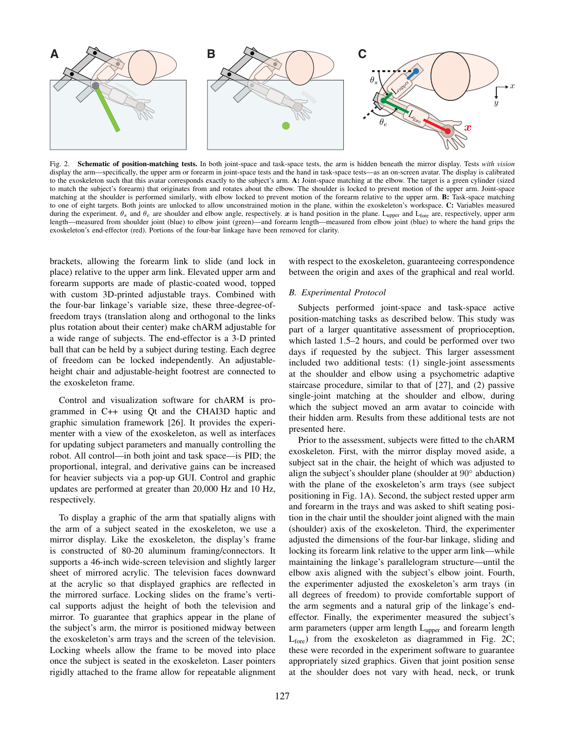Fig. 2. **Schematic of position-matching tests.** In both joint-space and task-space tests, the arm is hidden beneath the mirror display. Tests *with vision* display the arm—specifically, the upper arm or forearm in joint-space tests and the hand in task-space tests—as an on-screen avatar. The display is calibrated to the exoskeleton such that this avatar corresponds exactly to the subject's arm. **A:** Joint-space matching at the elbow. The target is a green cylinder (sized to match the subject's forearm) that originates from and rotates about the elbow. The shoulder is locked to prevent motion of the upper arm. Joint-space matching at the shoulder is performed similarly, with elbow locked to prevent motion of the forearm relative to the upper arm. **B:** Task-space matching to one of eight targets. Both joints are unlocked to allow unconstrained motion in the plane, within the exoskeleton's workspace. **C:** Variables measured during the experiment. $\theta_s$ and $\theta_e$ are shoulder and elbow angle, respectively. $\boldsymbol{x}$ is hand position in the plane. $\mathrm{L}_{\mathrm{upper}}$ and $\mathrm{L}_{\mathrm{fore}}$ are, respectively, upper arm length—measured from shoulder joint (blue) to elbow joint (green)—and forearm length—measured from elbow joint (blue) to where the hand grips the exoskeleton's end-effector (red). Portions of the four-bar linkage have been removed for clarity.

brackets, allowing the forearm link to slide (and lock in place) relative to the upper arm link. Elevated upper arm and forearm supports are made of plastic-coated wood, topped with custom 3D-printed adjustable trays. Combined with the four-bar linkage's variable size, these three-degree-of-freedom trays (translation along and orthogonal to the links plus rotation about their center) make chARM adjustable for a wide range of subjects. The end-effector is a 3-D printed ball that can be held by a subject during testing. Each degree of freedom can be locked independently. An adjustable-height chair and adjustable-height footrest are connected to the exoskeleton frame.

Control and visualization software for chARM is programmed in C++ using Qt and the CHAI3D haptic and graphic simulation framework [26]. It provides the experimenter with a view of the exoskeleton, as well as interfaces for updating subject parameters and manually controlling the robot. All control—in both joint and task space—is PID; the proportional, integral, and derivative gains can be increased for heavier subjects via a pop-up GUI. Control and graphic updates are performed at greater than 20,000 Hz and 10 Hz, respectively.

To display a graphic of the arm that spatially aligns with the arm of a subject seated in the exoskeleton, we use a mirror display. Like the exoskeleton, the display's frame is constructed of 80-20 aluminum framing/connectors. It supports a 46-inch wide-screen television and slightly larger sheet of mirrored acrylic. The television faces downward at the acrylic so that displayed graphics are reflected in the mirrored surface. Locking slides on the frame's vertical supports adjust the height of both the television and mirror. To guarantee that graphics appear in the plane of the subject's arm, the mirror is positioned midway between the exoskeleton's arm trays and the screen of the television. Locking wheels allow the frame to be moved into place once the subject is seated in the exoskeleton. Laser pointers rigidly attached to the frame allow for repeatable alignment with respect to the exoskeleton, guaranteeing correspondence between the origin and axes of the graphical and real world.

### B. Experimental Protocol

Subjects performed joint-space and task-space active position-matching tasks as described below. This study was part of a larger quantitative assessment of proprioception, which lasted 1.5–2 hours, and could be performed over two days if requested by the subject. This larger assessment included two additional tests: (1) single-joint assessments at the shoulder and elbow using a psychometric adaptive staircase procedure, similar to that of [27], and (2) passive single-joint matching at the shoulder and elbow, during which the subject moved an arm avatar to coincide with their hidden arm. Results from these additional tests are not presented here.

Prior to the assessment, subjects were fitted to the chARM exoskeleton. First, with the mirror display moved aside, a subject sat in the chair, the height of which was adjusted to align the subject's shoulder plane (shoulder at $90°$ abduction) with the plane of the exoskeleton's arm trays (see subject positioning in Fig. 1A). Second, the subject rested upper arm and forearm in the trays and was asked to shift seating position in the chair until the shoulder joint aligned with the main (shoulder) axis of the exoskeleton. Third, the experimenter adjusted the dimensions of the four-bar linkage, sliding and locking its forearm link relative to the upper arm link—while maintaining the linkage's parallelogram structure—until the elbow axis aligned with the subject's elbow joint. Fourth, the experimenter adjusted the exoskeleton's arm trays (in all degrees of freedom) to provide comfortable support of the arm segments and a natural grip of the linkage's end-effector. Finally, the experimenter measured the subject's arm parameters (upper arm length $\mathrm{L}_{\mathrm{upper}}$ and forearm length $\mathrm{L}_{\mathrm{fore}}$) from the exoskeleton as diagrammed in Fig. 2C; these were recorded in the experiment software to guarantee appropriately sized graphics. Given that joint position sense at the shoulder does not vary with head, neck, or trunk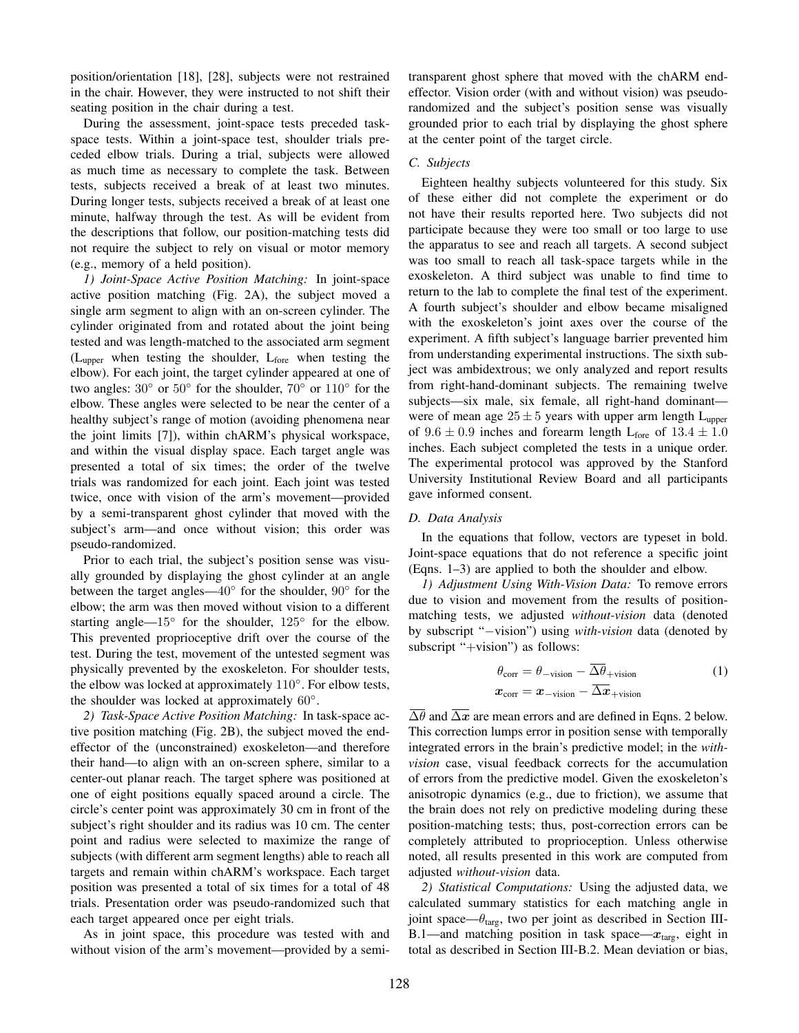position/orientation [18], [28], subjects were not restrained in the chair. However, they were instructed to not shift their seating position in the chair during a test.

During the assessment, joint-space tests preceded task-space tests. Within a joint-space test, shoulder trials preceded elbow trials. During a trial, subjects were allowed as much time as necessary to complete the task. Between tests, subjects received a break of at least two minutes. During longer tests, subjects received a break of at least one minute, halfway through the test. As will be evident from the descriptions that follow, our position-matching tests did not require the subject to rely on visual or motor memory (e.g., memory of a held position).

*1) Joint-Space Active Position Matching:* In joint-space active position matching (Fig. 2A), the subject moved a single arm segment to align with an on-screen cylinder. The cylinder originated from and rotated about the joint being tested and was length-matched to the associated arm segment ($L_{upper}$ when testing the shoulder, $L_{fore}$ when testing the elbow). For each joint, the target cylinder appeared at one of two angles: $30°$ or $50°$ for the shoulder, $70°$ or $110°$ for the elbow. These angles were selected to be near the center of a healthy subject's range of motion (avoiding phenomena near the joint limits [7]), within chARM's physical workspace, and within the visual display space. Each target angle was presented a total of six times; the order of the twelve trials was randomized for each joint. Each joint was tested twice, once with vision of the arm's movement—provided by a semi-transparent ghost cylinder that moved with the subject's arm—and once without vision; this order was pseudo-randomized.

Prior to each trial, the subject's position sense was visually grounded by displaying the ghost cylinder at an angle between the target angles—$40°$ for the shoulder, $90°$ for the elbow; the arm was then moved without vision to a different starting angle—$15°$ for the shoulder, $125°$ for the elbow. This prevented proprioceptive drift over the course of the test. During the test, movement of the untested segment was physically prevented by the exoskeleton. For shoulder tests, the elbow was locked at approximately $110°$. For elbow tests, the shoulder was locked at approximately $60°$.

*2) Task-Space Active Position Matching:* In task-space active position matching (Fig. 2B), the subject moved the end-effector of the (unconstrained) exoskeleton—and therefore their hand—to align with an on-screen sphere, similar to a center-out planar reach. The target sphere was positioned at one of eight positions equally spaced around a circle. The circle's center point was approximately 30 cm in front of the subject's right shoulder and its radius was 10 cm. The center point and radius were selected to maximize the range of subjects (with different arm segment lengths) able to reach all targets and remain within chARM's workspace. Each target position was presented a total of six times for a total of 48 trials. Presentation order was pseudo-randomized such that each target appeared once per eight trials.

As in joint space, this procedure was tested with and without vision of the arm's movement—provided by a semi-transparent ghost sphere that moved with the chARM end-effector. Vision order (with and without vision) was pseudo-randomized and the subject's position sense was visually grounded prior to each trial by displaying the ghost sphere at the center point of the target circle.

### C. Subjects

Eighteen healthy subjects volunteered for this study. Six of these either did not complete the experiment or do not have their results reported here. Two subjects did not participate because they were too small or too large to use the apparatus to see and reach all targets. A second subject was too small to reach all task-space targets while in the exoskeleton. A third subject was unable to find time to return to the lab to complete the final test of the experiment. A fourth subject's shoulder and elbow became misaligned with the exoskeleton's joint axes over the course of the experiment. A fifth subject's language barrier prevented him from understanding experimental instructions. The sixth subject was ambidextrous; we only analyzed and report results from right-hand-dominant subjects. The remaining twelve subjects—six male, six female, all right-hand dominant—were of mean age $25 \pm 5$ years with upper arm length $L_{upper}$ of $9.6 \pm 0.9$ inches and forearm length $L_{fore}$ of $13.4 \pm 1.0$ inches. Each subject completed the tests in a unique order. The experimental protocol was approved by the Stanford University Institutional Review Board and all participants gave informed consent.

### D. Data Analysis

In the equations that follow, vectors are typeset in bold. Joint-space equations that do not reference a specific joint (Eqns. 1–3) are applied to both the shoulder and elbow.

*1) Adjustment Using With-Vision Data:* To remove errors due to vision and movement from the results of position-matching tests, we adjusted *without-vision* data (denoted by subscript "−vision") using *with-vision* data (denoted by subscript "+vision") as follows:

$$
\begin{aligned}
\theta_{\text{corr}} &= \theta_{-\text{vision}} - \overline{\Delta\theta}_{+\text{vision}} \\
\boldsymbol{x}_{\text{corr}} &= \boldsymbol{x}_{-\text{vision}} - \overline{\Delta\boldsymbol{x}}_{+\text{vision}}
\end{aligned}
\tag{1}
$$

$\overline{\Delta\theta}$ and $\overline{\Delta\boldsymbol{x}}$ are mean errors and are defined in Eqns. 2 below. This correction lumps error in position sense with temporally integrated errors in the brain's predictive model; in the *with-vision* case, visual feedback corrects for the accumulation of errors from the predictive model. Given the exoskeleton's anisotropic dynamics (e.g., due to friction), we assume that the brain does not rely on predictive modeling during these position-matching tests; thus, post-correction errors can be completely attributed to proprioception. Unless otherwise noted, all results presented in this work are computed from adjusted *without-vision* data.

*2) Statistical Computations:* Using the adjusted data, we calculated summary statistics for each matching angle in joint space—$\theta_{\text{targ}}$, two per joint as described in Section III-B.1—and matching position in task space—$\boldsymbol{x}_{\text{targ}}$, eight in total as described in Section III-B.2. Mean deviation or bias,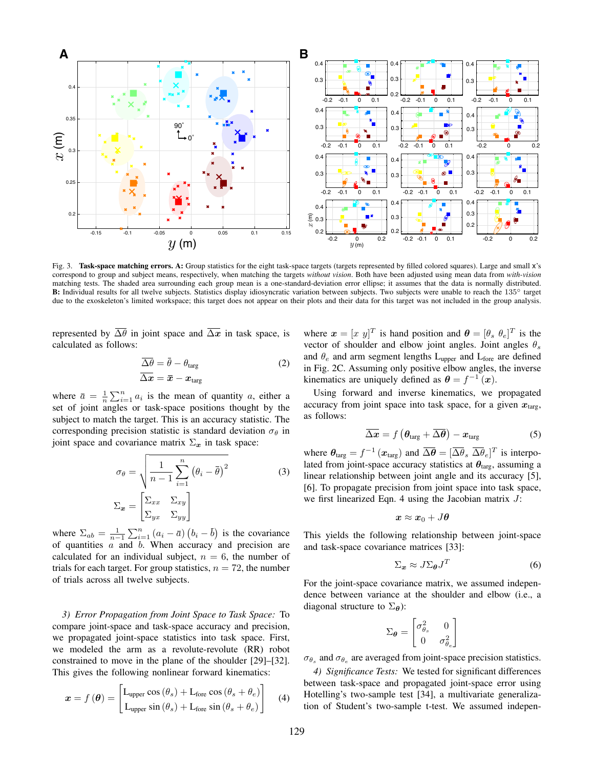Fig. 3. **Task-space matching errors. A:** Group statistics for the eight task-space targets (targets represented by filled colored squares). Large and small x's correspond to group and subject means, respectively, when matching the targets *without vision*. Both have been adjusted using mean data from *with-vision* matching tests. The shaded area surrounding each group mean is a one-standard-deviation error ellipse; it assumes that the data is normally distributed. **B:** Individual results for all twelve subjects. Statistics display idiosyncratic variation between subjects. Two subjects were unable to reach the 135° target due to the exoskeleton's limited workspace; this target does not appear on their plots and their data for this target was not included in the group analysis.

represented by $\overline{\Delta\theta}$ in joint space and $\overline{\Delta \boldsymbol{x}}$ in task space, is calculated as follows:

$$\begin{aligned} \overline{\Delta\theta} &= \bar{\theta} - \theta_{\text{targ}} \\ \overline{\Delta \boldsymbol{x}} &= \bar{\boldsymbol{x}} - \boldsymbol{x}_{\text{targ}} \end{aligned} \tag{2}$$

where $\bar{a} = \frac{1}{n}\sum_{i=1}^{n} a_i$ is the mean of quantity $a$, either a set of joint angles or task-space positions thought by the subject to match the target. This is an accuracy statistic. The corresponding precision statistic is standard deviation $\sigma_\theta$ in joint space and covariance matrix $\Sigma_{\boldsymbol{x}}$ in task space:

$$\begin{aligned} \sigma_\theta &= \sqrt{\frac{1}{n-1}\sum_{i=1}^{n}\left(\theta_i - \bar{\theta}\right)^2} \\ \Sigma_{\boldsymbol{x}} &= \begin{bmatrix} \Sigma_{xx} & \Sigma_{xy} \\ \Sigma_{yx} & \Sigma_{yy} \end{bmatrix} \end{aligned} \tag{3}$$

where $\Sigma_{ab} = \frac{1}{n-1}\sum_{i=1}^{n}\left(a_i - \bar{a}\right)\left(b_i - \bar{b}\right)$ is the covariance of quantities $a$ and $b$. When accuracy and precision are calculated for an individual subject, $n = 6$, the number of trials for each target. For group statistics, $n = 72$, the number of trials across all twelve subjects.

*3) Error Propagation from Joint Space to Task Space:* To compare joint-space and task-space accuracy and precision, we propagated joint-space statistics into task space. First, we modeled the arm as a revolute-revolute (RR) robot constrained to move in the plane of the shoulder [29]–[32]. This gives the following nonlinear forward kinematics:

$$\boldsymbol{x} = f(\boldsymbol{\theta}) = \begin{bmatrix} \text{L}_{\text{upper}}\cos(\theta_s) + \text{L}_{\text{fore}}\cos(\theta_s + \theta_e) \\ \text{L}_{\text{upper}}\sin(\theta_s) + \text{L}_{\text{fore}}\sin(\theta_s + \theta_e) \end{bmatrix} \tag{4}$$

where $\boldsymbol{x} = [x\ y]^T$ is hand position and $\boldsymbol{\theta} = [\theta_s\ \theta_e]^T$ is the vector of shoulder and elbow joint angles. Joint angles $\theta_s$ and $\theta_e$ and arm segment lengths $\text{L}_{\text{upper}}$ and $\text{L}_{\text{fore}}$ are defined in Fig. 2C. Assuming only positive elbow angles, the inverse kinematics are uniquely defined as $\boldsymbol{\theta} = f^{-1}(\boldsymbol{x})$.

Using forward and inverse kinematics, we propagated accuracy from joint space into task space, for a given $\boldsymbol{x}_{\text{targ}}$, as follows:

$$\overline{\Delta \boldsymbol{x}} = f\left(\boldsymbol{\theta}_{\text{targ}} + \overline{\Delta\boldsymbol{\theta}}\right) - \boldsymbol{x}_{\text{targ}} \tag{5}$$

where $\boldsymbol{\theta}_{\text{targ}} = f^{-1}(\boldsymbol{x}_{\text{targ}})$ and $\overline{\Delta\boldsymbol{\theta}} = [\overline{\Delta\theta}_s\ \overline{\Delta\theta}_e]^T$ is interpolated from joint-space accuracy statistics at $\boldsymbol{\theta}_{\text{targ}}$, assuming a linear relationship between joint angle and its accuracy [5], [6]. To propagate precision from joint space into task space, we first linearized Eqn. 4 using the Jacobian matrix $J$:

$$\boldsymbol{x} \approx \boldsymbol{x}_0 + J\boldsymbol{\theta}$$

This yields the following relationship between joint-space and task-space covariance matrices [33]:

$$\Sigma_{\boldsymbol{x}} \approx J\Sigma_{\boldsymbol{\theta}}J^T \tag{6}$$

For the joint-space covariance matrix, we assumed independence between variance at the shoulder and elbow (i.e., a diagonal structure to $\Sigma_{\boldsymbol{\theta}}$):

$$\Sigma_{\boldsymbol{\theta}} = \begin{bmatrix} \sigma_{\theta_s}^2 & 0 \\ 0 & \sigma_{\theta_e}^2 \end{bmatrix}$$

$\sigma_{\theta_s}$ and $\sigma_{\theta_e}$ are averaged from joint-space precision statistics.

*4) Significance Tests:* We tested for significant differences between task-space and propagated joint-space error using Hotelling's two-sample test [34], a multivariate generalization of Student's two-sample t-test. We assumed indepen-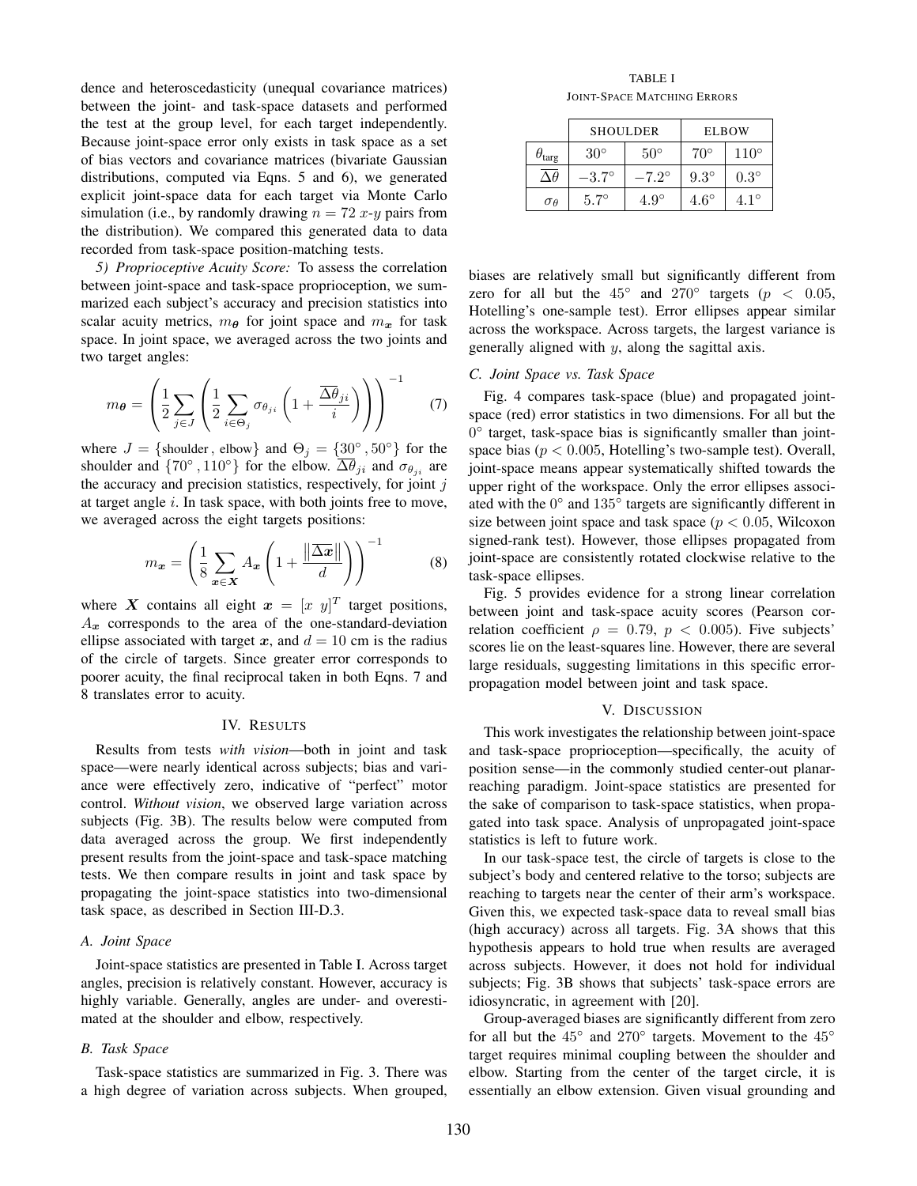dence and heteroscedasticity (unequal covariance matrices) between the joint- and task-space datasets and performed the test at the group level, for each target independently. Because joint-space error only exists in task space as a set of bias vectors and covariance matrices (bivariate Gaussian distributions, computed via Eqns. 5 and 6), we generated explicit joint-space data for each target via Monte Carlo simulation (i.e., by randomly drawing $n = 72$ $x$-$y$ pairs from the distribution). We compared this generated data to data recorded from task-space position-matching tests.

*5) Proprioceptive Acuity Score:* To assess the correlation between joint-space and task-space proprioception, we summarized each subject's accuracy and precision statistics into scalar acuity metrics, $m_{\boldsymbol{\theta}}$ for joint space and $m_{\boldsymbol{x}}$ for task space. In joint space, we averaged across the two joints and two target angles:

$$m_{\boldsymbol{\theta}} = \left( \frac{1}{2} \sum_{j \in J} \left( \frac{1}{2} \sum_{i \in \Theta_j} \sigma_{\theta_{ji}} \left( 1 + \frac{\overline{\Delta\theta}_{ji}}{i} \right) \right) \right)^{-1} \quad (7)$$

where $J = \{\text{shoulder}, \text{elbow}\}$ and $\Theta_j = \{30^\circ, 50^\circ\}$ for the shoulder and $\{70^\circ, 110^\circ\}$ for the elbow. $\overline{\Delta\theta}_{ji}$ and $\sigma_{\theta_{ji}}$ are the accuracy and precision statistics, respectively, for joint $j$ at target angle $i$. In task space, with both joints free to move, we averaged across the eight targets positions:

$$m_{\boldsymbol{x}} = \left( \frac{1}{8} \sum_{\boldsymbol{x} \in \boldsymbol{X}} A_{\boldsymbol{x}} \left( 1 + \frac{\|\overline{\Delta \boldsymbol{x}}\|}{d} \right) \right)^{-1} \quad (8)$$

where $\boldsymbol{X}$ contains all eight $\boldsymbol{x} = [x \; y]^T$ target positions, $A_{\boldsymbol{x}}$ corresponds to the area of the one-standard-deviation ellipse associated with target $\boldsymbol{x}$, and $d = 10$ cm is the radius of the circle of targets. Since greater error corresponds to poorer acuity, the final reciprocal taken in both Eqns. 7 and 8 translates error to acuity.

## IV. RESULTS

Results from tests *with vision*—both in joint and task space—were nearly identical across subjects; bias and variance were effectively zero, indicative of "perfect" motor control. *Without vision*, we observed large variation across subjects (Fig. 3B). The results below were computed from data averaged across the group. We first independently present results from the joint-space and task-space matching tests. We then compare results in joint and task space by propagating the joint-space statistics into two-dimensional task space, as described in Section III-D.3.

### *A. Joint Space*

Joint-space statistics are presented in Table I. Across target angles, precision is relatively constant. However, accuracy is highly variable. Generally, angles are under- and overestimated at the shoulder and elbow, respectively.

### *B. Task Space*

Task-space statistics are summarized in Fig. 3. There was a high degree of variation across subjects. When grouped, biases are relatively small but significantly different from zero for all but the $45^\circ$ and $270^\circ$ targets ($p < 0.05$, Hotelling's one-sample test). Error ellipses appear similar across the workspace. Across targets, the largest variance is generally aligned with $y$, along the sagittal axis.

TABLE I
JOINT-SPACE MATCHING ERRORS

| | SHOULDER | | ELBOW | |
|---|---|---|---|---|
| $\theta_{\text{targ}}$ | $30^\circ$ | $50^\circ$ | $70^\circ$ | $110^\circ$ |
| $\overline{\Delta\theta}$ | $-3.7^\circ$ | $-7.2^\circ$ | $9.3^\circ$ | $0.3^\circ$ |
| $\sigma_\theta$ | $5.7^\circ$ | $4.9^\circ$ | $4.6^\circ$ | $4.1^\circ$ |

### *C. Joint Space vs. Task Space*

Fig. 4 compares task-space (blue) and propagated joint-space (red) error statistics in two dimensions. For all but the $0^\circ$ target, task-space bias is significantly smaller than joint-space bias ($p < 0.005$, Hotelling's two-sample test). Overall, joint-space means appear systematically shifted towards the upper right of the workspace. Only the error ellipses associated with the $0^\circ$ and $135^\circ$ targets are significantly different in size between joint space and task space ($p < 0.05$, Wilcoxon signed-rank test). However, those ellipses propagated from joint-space are consistently rotated clockwise relative to the task-space ellipses.

Fig. 5 provides evidence for a strong linear correlation between joint and task-space acuity scores (Pearson correlation coefficient $\rho = 0.79$, $p < 0.005$). Five subjects' scores lie on the least-squares line. However, there are several large residuals, suggesting limitations in this specific error-propagation model between joint and task space.

## V. DISCUSSION

This work investigates the relationship between joint-space and task-space proprioception—specifically, the acuity of position sense—in the commonly studied center-out planar-reaching paradigm. Joint-space statistics are presented for the sake of comparison to task-space statistics, when propagated into task space. Analysis of unpropagated joint-space statistics is left to future work.

In our task-space test, the circle of targets is close to the subject's body and centered relative to the torso; subjects are reaching to targets near the center of their arm's workspace. Given this, we expected task-space data to reveal small bias (high accuracy) across all targets. Fig. 3A shows that this hypothesis appears to hold true when results are averaged across subjects. However, it does not hold for individual subjects; Fig. 3B shows that subjects' task-space errors are idiosyncratic, in agreement with [20].

Group-averaged biases are significantly different from zero for all but the $45^\circ$ and $270^\circ$ targets. Movement to the $45^\circ$ target requires minimal coupling between the shoulder and elbow. Starting from the center of the target circle, it is essentially an elbow extension. Given visual grounding and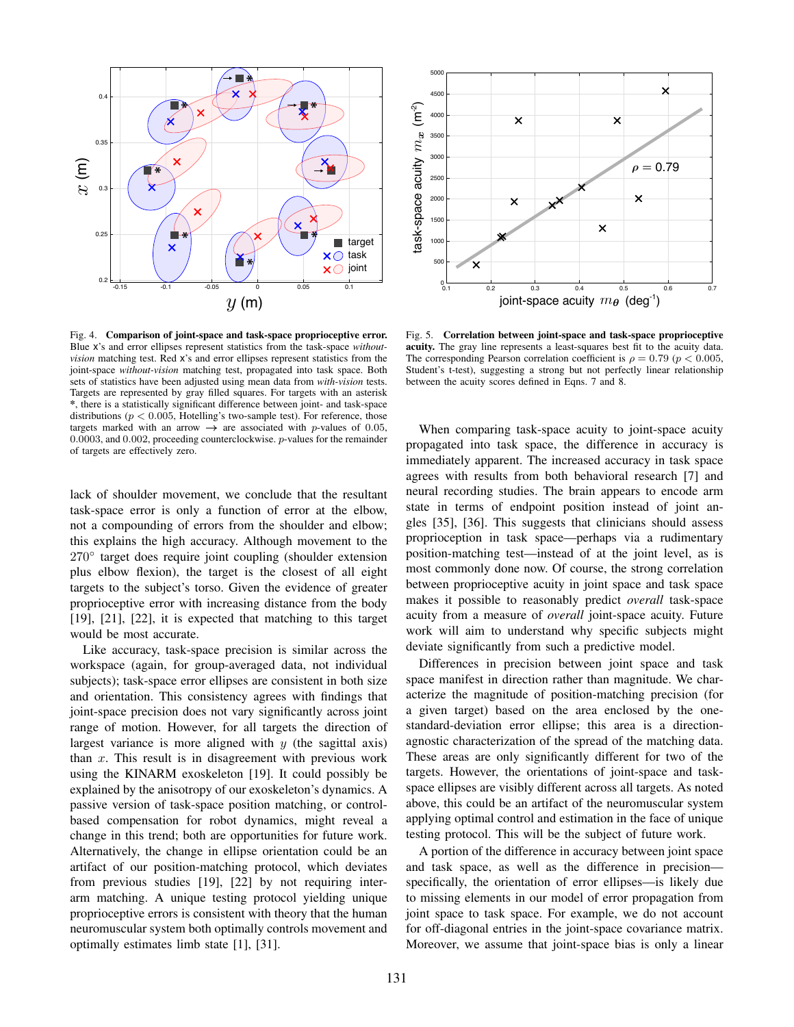Fig. 4. **Comparison of joint-space and task-space proprioceptive error.** Blue X's and error ellipses represent statistics from the task-space *without-vision* matching test. Red X's and error ellipses represent statistics from the joint-space *without-vision* matching test, propagated into task space. Both sets of statistics have been adjusted using mean data from *with-vision* tests. Targets are represented by gray filled squares. For targets with an asterisk *, there is a statistically significant difference between joint- and task-space distributions ($p < 0.005$, Hotelling's two-sample test). For reference, those targets marked with an arrow → are associated with $p$-values of 0.05, 0.0003, and 0.002, proceeding counterclockwise. $p$-values for the remainder of targets are effectively zero.

Fig. 5. **Correlation between joint-space and task-space proprioceptive acuity.** The gray line represents a least-squares best fit to the acuity data. The corresponding Pearson correlation coefficient is $\rho = 0.79$ ($p < 0.005$, Student's t-test), suggesting a strong but not perfectly linear relationship between the acuity scores defined in Eqns. 7 and 8.

lack of shoulder movement, we conclude that the resultant task-space error is only a function of error at the elbow, not a compounding of errors from the shoulder and elbow; this explains the high accuracy. Although movement to the 270° target does require joint coupling (shoulder extension plus elbow flexion), the target is the closest of all eight targets to the subject's torso. Given the evidence of greater proprioceptive error with increasing distance from the body [19], [21], [22], it is expected that matching to this target would be most accurate.

Like accuracy, task-space precision is similar across the workspace (again, for group-averaged data, not individual subjects); task-space error ellipses are consistent in both size and orientation. This consistency agrees with findings that joint-space precision does not vary significantly across joint range of motion. However, for all targets the direction of largest variance is more aligned with $y$ (the sagittal axis) than $x$. This result is in disagreement with previous work using the KINARM exoskeleton [19]. It could possibly be explained by the anisotropy of our exoskeleton's dynamics. A passive version of task-space position matching, or control-based compensation for robot dynamics, might reveal a change in this trend; both are opportunities for future work. Alternatively, the change in ellipse orientation could be an artifact of our position-matching protocol, which deviates from previous studies [19], [22] by not requiring inter-arm matching. A unique testing protocol yielding unique proprioceptive errors is consistent with theory that the human neuromuscular system both optimally controls movement and optimally estimates limb state [1], [31].

When comparing task-space acuity to joint-space acuity propagated into task space, the difference in accuracy is immediately apparent. The increased accuracy in task space agrees with results from both behavioral research [7] and neural recording studies. The brain appears to encode arm state in terms of endpoint position instead of joint angles [35], [36]. This suggests that clinicians should assess proprioception in task space—perhaps via a rudimentary position-matching test—instead of at the joint level, as is most commonly done now. Of course, the strong correlation between proprioceptive acuity in joint space and task space makes it possible to reasonably predict *overall* task-space acuity from a measure of *overall* joint-space acuity. Future work will aim to understand why specific subjects might deviate significantly from such a predictive model.

Differences in precision between joint space and task space manifest in direction rather than magnitude. We characterize the magnitude of position-matching precision (for a given target) based on the area enclosed by the one-standard-deviation error ellipse; this area is a direction-agnostic characterization of the spread of the matching data. These areas are only significantly different for two of the targets. However, the orientations of joint-space and task-space ellipses are visibly different across all targets. As noted above, this could be an artifact of the neuromuscular system applying optimal control and estimation in the face of unique testing protocol. This will be the subject of future work.

A portion of the difference in accuracy between joint space and task space, as well as the difference in precision—specifically, the orientation of error ellipses—is likely due to missing elements in our model of error propagation from joint space to task space. For example, we do not account for off-diagonal entries in the joint-space covariance matrix. Moreover, we assume that joint-space bias is only a linear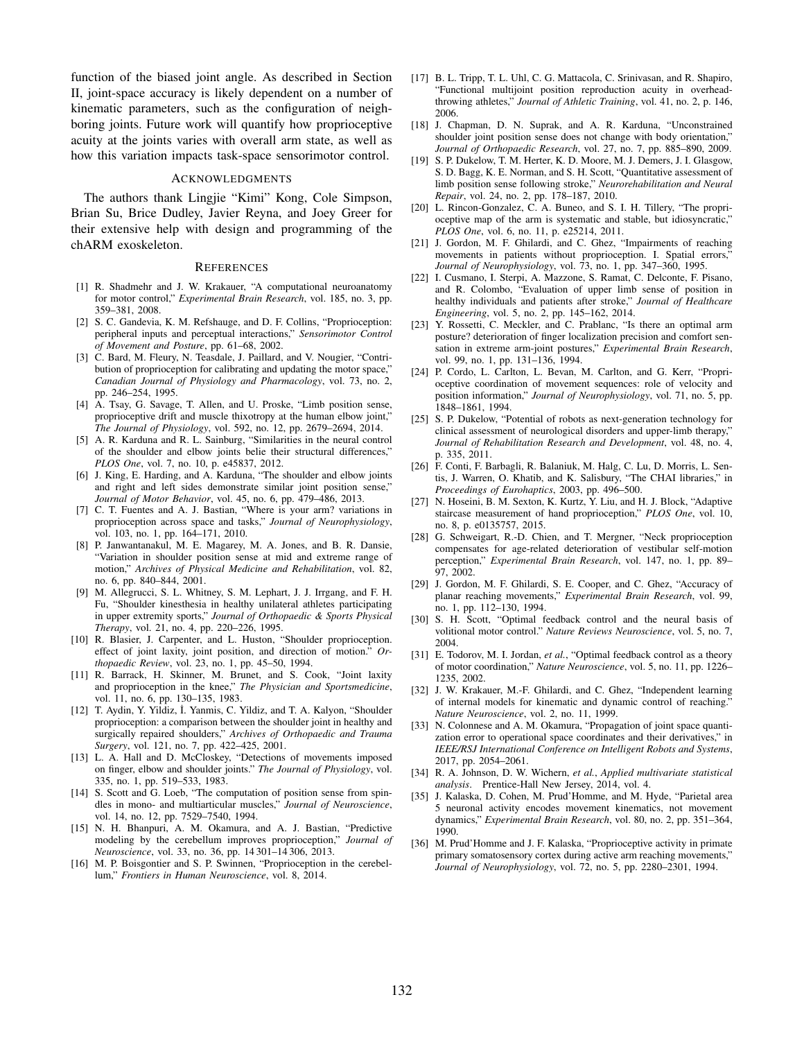function of the biased joint angle. As described in Section II, joint-space accuracy is likely dependent on a number of kinematic parameters, such as the configuration of neighboring joints. Future work will quantify how proprioceptive acuity at the joints varies with overall arm state, as well as how this variation impacts task-space sensorimotor control.

## Acknowledgments

The authors thank Lingjie "Kimi" Kong, Cole Simpson, Brian Su, Brice Dudley, Javier Reyna, and Joey Greer for their extensive help with design and programming of the chARM exoskeleton.

## References

[1] R. Shadmehr and J. W. Krakauer, "A computational neuroanatomy for motor control," *Experimental Brain Research*, vol. 185, no. 3, pp. 359–381, 2008.

[2] S. C. Gandevia, K. M. Refshauge, and D. F. Collins, "Proprioception: peripheral inputs and perceptual interactions," *Sensorimotor Control of Movement and Posture*, pp. 61–68, 2002.

[3] C. Bard, M. Fleury, N. Teasdale, J. Paillard, and V. Nougier, "Contribution of proprioception for calibrating and updating the motor space," *Canadian Journal of Physiology and Pharmacology*, vol. 73, no. 2, pp. 246–254, 1995.

[4] A. Tsay, G. Savage, T. Allen, and U. Proske, "Limb position sense, proprioceptive drift and muscle thixotropy at the human elbow joint," *The Journal of Physiology*, vol. 592, no. 12, pp. 2679–2694, 2014.

[5] A. R. Karduna and R. L. Sainburg, "Similarities in the neural control of the shoulder and elbow joints belie their structural differences," *PLOS One*, vol. 7, no. 10, p. e45837, 2012.

[6] J. King, E. Harding, and A. Karduna, "The shoulder and elbow joints and right and left sides demonstrate similar joint position sense," *Journal of Motor Behavior*, vol. 45, no. 6, pp. 479–486, 2013.

[7] C. T. Fuentes and A. J. Bastian, "Where is your arm? variations in proprioception across space and tasks," *Journal of Neurophysiology*, vol. 103, no. 1, pp. 164–171, 2010.

[8] P. Janwantanakul, M. E. Magarey, M. A. Jones, and B. R. Dansie, "Variation in shoulder position sense at mid and extreme range of motion," *Archives of Physical Medicine and Rehabilitation*, vol. 82, no. 6, pp. 840–844, 2001.

[9] M. Allegrucci, S. L. Whitney, S. M. Lephart, J. J. Irrgang, and F. H. Fu, "Shoulder kinesthesia in healthy unilateral athletes participating in upper extremity sports," *Journal of Orthopaedic & Sports Physical Therapy*, vol. 21, no. 4, pp. 220–226, 1995.

[10] R. Blasier, J. Carpenter, and L. Huston, "Shoulder proprioception. effect of joint laxity, joint position, and direction of motion." *Orthopaedic Review*, vol. 23, no. 1, pp. 45–50, 1994.

[11] R. Barrack, H. Skinner, M. Brunet, and S. Cook, "Joint laxity and proprioception in the knee," *The Physician and Sportsmedicine*, vol. 11, no. 6, pp. 130–135, 1983.

[12] T. Aydin, Y. Yildiz, İ. Yanmis, C. Yildiz, and T. A. Kalyon, "Shoulder proprioception: a comparison between the shoulder joint in healthy and surgically repaired shoulders," *Archives of Orthopaedic and Trauma Surgery*, vol. 121, no. 7, pp. 422–425, 2001.

[13] L. A. Hall and D. McCloskey, "Detections of movements imposed on finger, elbow and shoulder joints." *The Journal of Physiology*, vol. 335, no. 1, pp. 519–533, 1983.

[14] S. Scott and G. Loeb, "The computation of position sense from spindles in mono- and multiarticular muscles," *Journal of Neuroscience*, vol. 14, no. 12, pp. 7529–7540, 1994.

[15] N. H. Bhanpuri, A. M. Okamura, and A. J. Bastian, "Predictive modeling by the cerebellum improves proprioception," *Journal of Neuroscience*, vol. 33, no. 36, pp. 14 301–14 306, 2013.

[16] M. P. Boisgontier and S. P. Swinnen, "Proprioception in the cerebellum," *Frontiers in Human Neuroscience*, vol. 8, 2014.

[17] B. L. Tripp, T. L. Uhl, C. G. Mattacola, C. Srinivasan, and R. Shapiro, "Functional multijoint position reproduction acuity in overhead-throwing athletes," *Journal of Athletic Training*, vol. 41, no. 2, p. 146, 2006.

[18] J. Chapman, D. N. Suprak, and A. R. Karduna, "Unconstrained shoulder joint position sense does not change with body orientation," *Journal of Orthopaedic Research*, vol. 27, no. 7, pp. 885–890, 2009.

[19] S. P. Dukelow, T. M. Herter, K. D. Moore, M. J. Demers, J. I. Glasgow, S. D. Bagg, K. E. Norman, and S. H. Scott, "Quantitative assessment of limb position sense following stroke," *Neurorehabilitation and Neural Repair*, vol. 24, no. 2, pp. 178–187, 2010.

[20] L. Rincon-Gonzalez, C. A. Buneo, and S. I. H. Tillery, "The proprioceptive map of the arm is systematic and stable, but idiosyncratic," *PLOS One*, vol. 6, no. 11, p. e25214, 2011.

[21] J. Gordon, M. F. Ghilardi, and C. Ghez, "Impairments of reaching movements in patients without proprioception. I. Spatial errors," *Journal of Neurophysiology*, vol. 73, no. 1, pp. 347–360, 1995.

[22] I. Cusmano, I. Sterpi, A. Mazzone, S. Ramat, C. Delconte, F. Pisano, and R. Colombo, "Evaluation of upper limb sense of position in healthy individuals and patients after stroke," *Journal of Healthcare Engineering*, vol. 5, no. 2, pp. 145–162, 2014.

[23] Y. Rossetti, C. Meckler, and C. Prablanc, "Is there an optimal arm posture? deterioration of finger localization precision and comfort sensation in extreme arm-joint postures," *Experimental Brain Research*, vol. 99, no. 1, pp. 131–136, 1994.

[24] P. Cordo, L. Carlton, L. Bevan, M. Carlton, and G. Kerr, "Proprioceptive coordination of movement sequences: role of velocity and position information," *Journal of Neurophysiology*, vol. 71, no. 5, pp. 1848–1861, 1994.

[25] S. P. Dukelow, "Potential of robots as next-generation technology for clinical assessment of neurological disorders and upper-limb therapy," *Journal of Rehabilitation Research and Development*, vol. 48, no. 4, p. 335, 2011.

[26] F. Conti, F. Barbagli, R. Balaniuk, M. Halg, C. Lu, D. Morris, L. Sentis, J. Warren, O. Khatib, and K. Salisbury, "The CHAI libraries," in *Proceedings of Eurohaptics*, 2003, pp. 496–500.

[27] N. Hoseini, B. M. Sexton, K. Kurtz, Y. Liu, and H. J. Block, "Adaptive staircase measurement of hand proprioception," *PLOS One*, vol. 10, no. 8, p. e0135757, 2015.

[28] G. Schweigart, R.-D. Chien, and T. Mergner, "Neck proprioception compensates for age-related deterioration of vestibular self-motion perception," *Experimental Brain Research*, vol. 147, no. 1, pp. 89–97, 2002.

[29] J. Gordon, M. F. Ghilardi, S. E. Cooper, and C. Ghez, "Accuracy of planar reaching movements," *Experimental Brain Research*, vol. 99, no. 1, pp. 112–130, 1994.

[30] S. H. Scott, "Optimal feedback control and the neural basis of volitional motor control." *Nature Reviews Neuroscience*, vol. 5, no. 7, 2004.

[31] E. Todorov, M. I. Jordan, *et al.*, "Optimal feedback control as a theory of motor coordination," *Nature Neuroscience*, vol. 5, no. 11, pp. 1226–1235, 2002.

[32] J. W. Krakauer, M.-F. Ghilardi, and C. Ghez, "Independent learning of internal models for kinematic and dynamic control of reaching." *Nature Neuroscience*, vol. 2, no. 11, 1999.

[33] N. Colonnese and A. M. Okamura, "Propagation of joint space quantization error to operational space coordinates and their derivatives," in *IEEE/RSJ International Conference on Intelligent Robots and Systems*, 2017, pp. 2054–2061.

[34] R. A. Johnson, D. W. Wichern, *et al.*, *Applied multivariate statistical analysis*. Prentice-Hall New Jersey, 2014, vol. 4.

[35] J. Kalaska, D. Cohen, M. Prud'Homme, and M. Hyde, "Parietal area 5 neuronal activity encodes movement kinematics, not movement dynamics," *Experimental Brain Research*, vol. 80, no. 2, pp. 351–364, 1990.

[36] M. Prud'Homme and J. F. Kalaska, "Proprioceptive activity in primate primary somatosensory cortex during active arm reaching movements," *Journal of Neurophysiology*, vol. 72, no. 5, pp. 2280–2301, 1994.